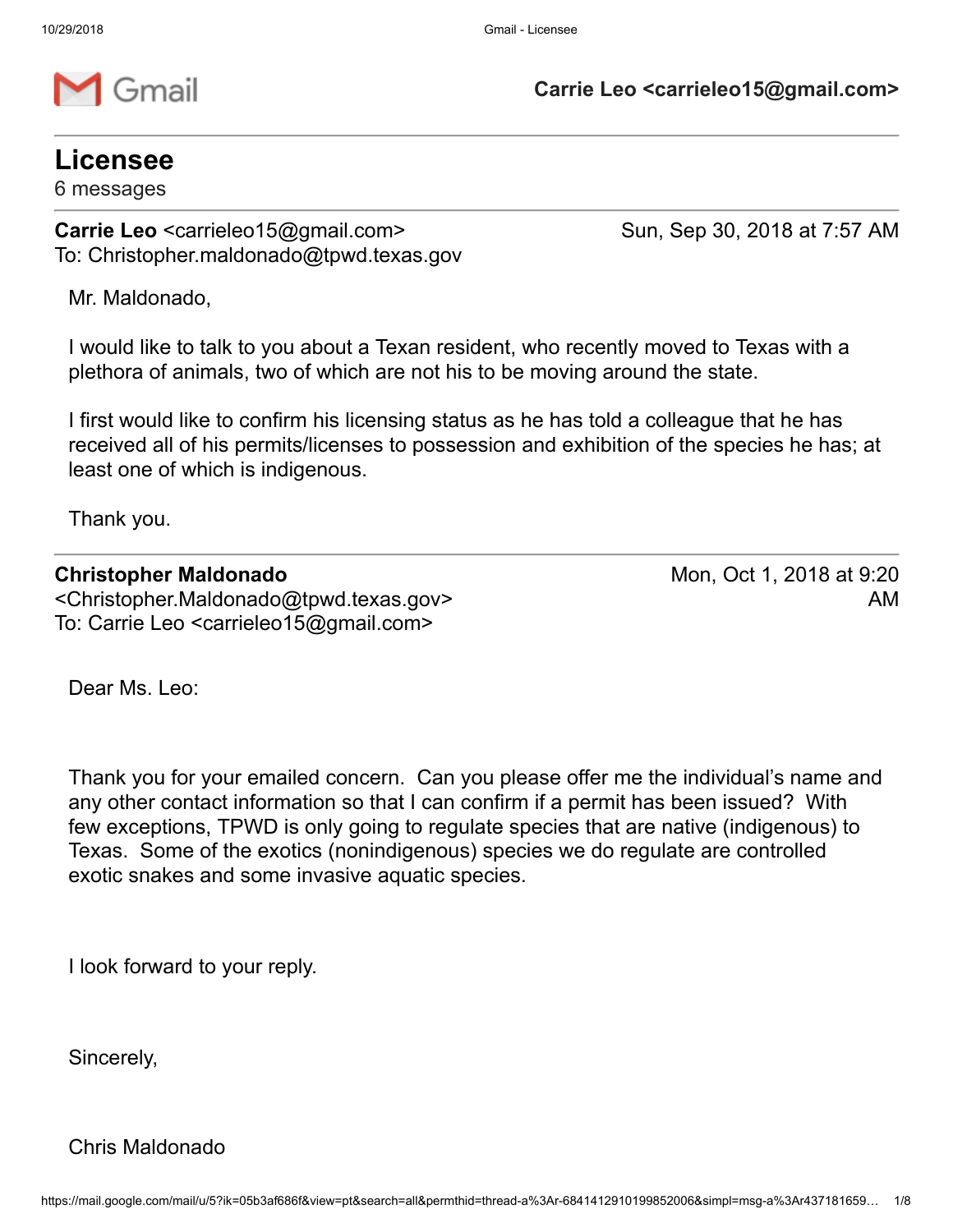Gmail

**Carrie Leo <carrieleo15@gmail.com>**

---

# Licensee

6 messages

---

**Carrie Leo** <carrieleo15@gmail.com>	Sun, Sep 30, 2018 at 7:57 AM
To: Christopher.maldonado@tpwd.texas.gov

Mr. Maldonado,

I would like to talk to you about a Texan resident, who recently moved to Texas with a plethora of animals, two of which are not his to be moving around the state.

I first would like to confirm his licensing status as he has told a colleague that he has received all of his permits/licenses to possession and exhibition of the species he has; at least one of which is indigenous.

Thank you.

---

**Christopher Maldonado** <Christopher.Maldonado@tpwd.texas.gov>	Mon, Oct 1, 2018 at 9:20 AM
To: Carrie Leo <carrieleo15@gmail.com>

Dear Ms. Leo:

Thank you for your emailed concern. Can you please offer me the individual's name and any other contact information so that I can confirm if a permit has been issued? With few exceptions, TPWD is only going to regulate species that are native (indigenous) to Texas. Some of the exotics (nonindigenous) species we do regulate are controlled exotic snakes and some invasive aquatic species.

I look forward to your reply.

Sincerely,

Chris Maldonado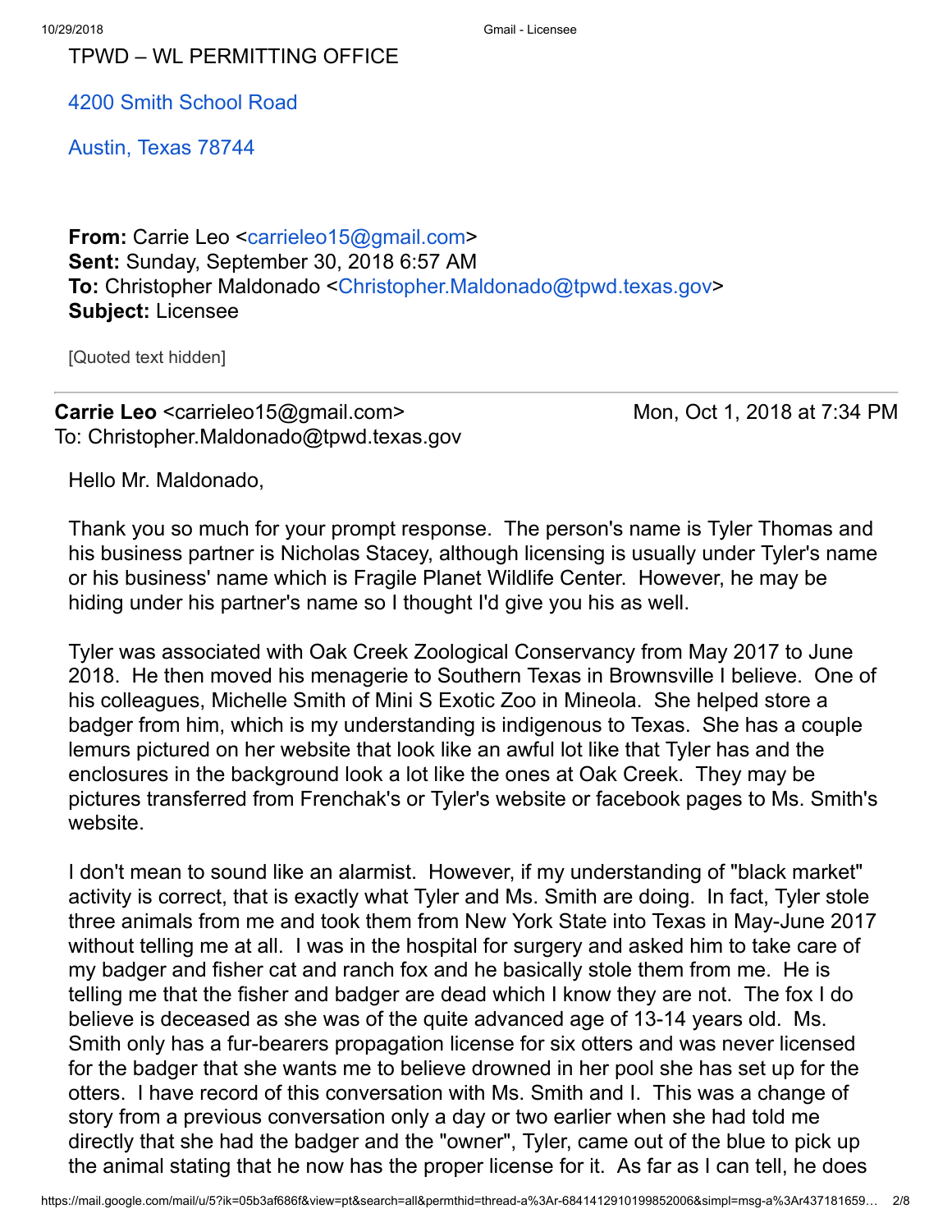TPWD – WL PERMITTING OFFICE

4200 Smith School Road

Austin, Texas 78744

**From:** Carrie Leo <carrieleo15@gmail.com>
**Sent:** Sunday, September 30, 2018 6:57 AM
**To:** Christopher Maldonado <Christopher.Maldonado@tpwd.texas.gov>
**Subject:** Licensee

[Quoted text hidden]

---

**Carrie Leo** <carrieleo15@gmail.com> Mon, Oct 1, 2018 at 7:34 PM
To: Christopher.Maldonado@tpwd.texas.gov

Hello Mr. Maldonado,

Thank you so much for your prompt response. The person's name is Tyler Thomas and his business partner is Nicholas Stacey, although licensing is usually under Tyler's name or his business' name which is Fragile Planet Wildlife Center. However, he may be hiding under his partner's name so I thought I'd give you his as well.

Tyler was associated with Oak Creek Zoological Conservancy from May 2017 to June 2018. He then moved his menagerie to Southern Texas in Brownsville I believe. One of his colleagues, Michelle Smith of Mini S Exotic Zoo in Mineola. She helped store a badger from him, which is my understanding is indigenous to Texas. She has a couple lemurs pictured on her website that look like an awful lot like that Tyler has and the enclosures in the background look a lot like the ones at Oak Creek. They may be pictures transferred from Frenchak's or Tyler's website or facebook pages to Ms. Smith's website.

I don't mean to sound like an alarmist. However, if my understanding of "black market" activity is correct, that is exactly what Tyler and Ms. Smith are doing. In fact, Tyler stole three animals from me and took them from New York State into Texas in May-June 2017 without telling me at all. I was in the hospital for surgery and asked him to take care of my badger and fisher cat and ranch fox and he basically stole them from me. He is telling me that the fisher and badger are dead which I know they are not. The fox I do believe is deceased as she was of the quite advanced age of 13-14 years old. Ms. Smith only has a fur-bearers propagation license for six otters and was never licensed for the badger that she wants me to believe drowned in her pool she has set up for the otters. I have record of this conversation with Ms. Smith and I. This was a change of story from a previous conversation only a day or two earlier when she had told me directly that she had the badger and the "owner", Tyler, came out of the blue to pick up the animal stating that he now has the proper license for it. As far as I can tell, he does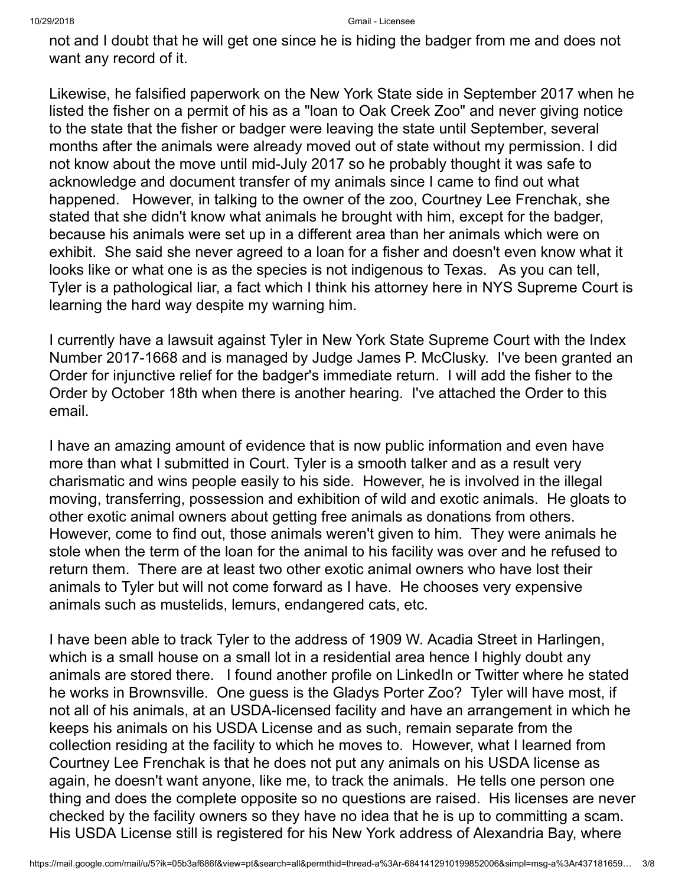not and I doubt that he will get one since he is hiding the badger from me and does not want any record of it.

Likewise, he falsified paperwork on the New York State side in September 2017 when he listed the fisher on a permit of his as a "loan to Oak Creek Zoo" and never giving notice to the state that the fisher or badger were leaving the state until September, several months after the animals were already moved out of state without my permission. I did not know about the move until mid-July 2017 so he probably thought it was safe to acknowledge and document transfer of my animals since I came to find out what happened. However, in talking to the owner of the zoo, Courtney Lee Frenchak, she stated that she didn't know what animals he brought with him, except for the badger, because his animals were set up in a different area than her animals which were on exhibit. She said she never agreed to a loan for a fisher and doesn't even know what it looks like or what one is as the species is not indigenous to Texas. As you can tell, Tyler is a pathological liar, a fact which I think his attorney here in NYS Supreme Court is learning the hard way despite my warning him.

I currently have a lawsuit against Tyler in New York State Supreme Court with the Index Number 2017-1668 and is managed by Judge James P. McClusky. I've been granted an Order for injunctive relief for the badger's immediate return. I will add the fisher to the Order by October 18th when there is another hearing. I've attached the Order to this email.

I have an amazing amount of evidence that is now public information and even have more than what I submitted in Court. Tyler is a smooth talker and as a result very charismatic and wins people easily to his side. However, he is involved in the illegal moving, transferring, possession and exhibition of wild and exotic animals. He gloats to other exotic animal owners about getting free animals as donations from others. However, come to find out, those animals weren't given to him. They were animals he stole when the term of the loan for the animal to his facility was over and he refused to return them. There are at least two other exotic animal owners who have lost their animals to Tyler but will not come forward as I have. He chooses very expensive animals such as mustelids, lemurs, endangered cats, etc.

I have been able to track Tyler to the address of 1909 W. Acadia Street in Harlingen, which is a small house on a small lot in a residential area hence I highly doubt any animals are stored there. I found another profile on LinkedIn or Twitter where he stated he works in Brownsville. One guess is the Gladys Porter Zoo? Tyler will have most, if not all of his animals, at an USDA-licensed facility and have an arrangement in which he keeps his animals on his USDA License and as such, remain separate from the collection residing at the facility to which he moves to. However, what I learned from Courtney Lee Frenchak is that he does not put any animals on his USDA license as again, he doesn't want anyone, like me, to track the animals. He tells one person one thing and does the complete opposite so no questions are raised. His licenses are never checked by the facility owners so they have no idea that he is up to committing a scam. His USDA License still is registered for his New York address of Alexandria Bay, where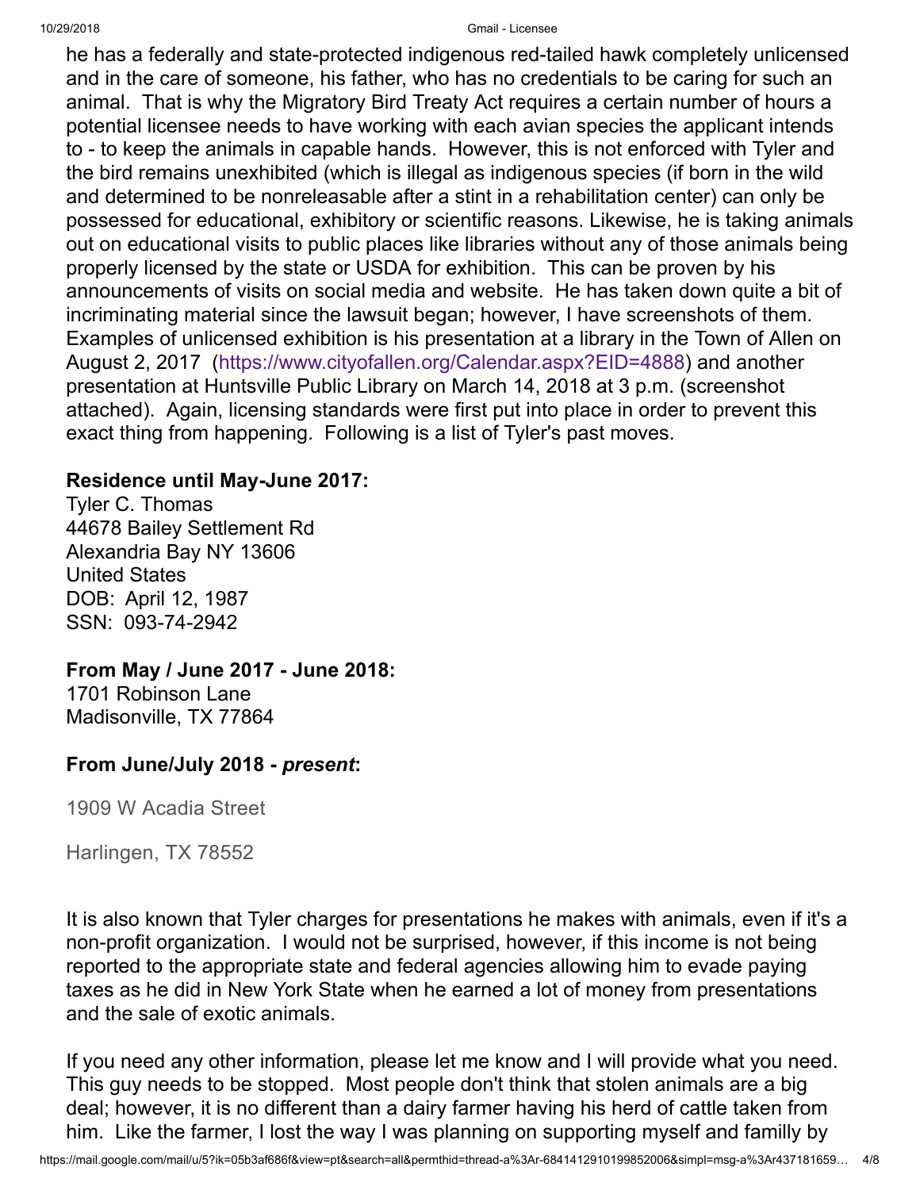he has a federally and state-protected indigenous red-tailed hawk completely unlicensed and in the care of someone, his father, who has no credentials to be caring for such an animal. That is why the Migratory Bird Treaty Act requires a certain number of hours a potential licensee needs to have working with each avian species the applicant intends to - to keep the animals in capable hands. However, this is not enforced with Tyler and the bird remains unexhibited (which is illegal as indigenous species (if born in the wild and determined to be nonreleasable after a stint in a rehabilitation center) can only be possessed for educational, exhibitory or scientific reasons. Likewise, he is taking animals out on educational visits to public places like libraries without any of those animals being properly licensed by the state or USDA for exhibition. This can be proven by his announcements of visits on social media and website. He has taken down quite a bit of incriminating material since the lawsuit began; however, I have screenshots of them. Examples of unlicensed exhibition is his presentation at a library in the Town of Allen on August 2, 2017 (https://www.cityofallen.org/Calendar.aspx?EID=4888) and another presentation at Huntsville Public Library on March 14, 2018 at 3 p.m. (screenshot attached). Again, licensing standards were first put into place in order to prevent this exact thing from happening. Following is a list of Tyler's past moves.

**Residence until May-June 2017:**
Tyler C. Thomas
44678 Bailey Settlement Rd
Alexandria Bay NY 13606
United States
DOB: April 12, 1987
SSN: 093-74-2942

**From May / June 2017 - June 2018:**
1701 Robinson Lane
Madisonville, TX 77864

**From June/July 2018 - *present*:**

1909 W Acadia Street

Harlingen, TX 78552

It is also known that Tyler charges for presentations he makes with animals, even if it's a non-profit organization. I would not be surprised, however, if this income is not being reported to the appropriate state and federal agencies allowing him to evade paying taxes as he did in New York State when he earned a lot of money from presentations and the sale of exotic animals.

If you need any other information, please let me know and I will provide what you need. This guy needs to be stopped. Most people don't think that stolen animals are a big deal; however, it is no different than a dairy farmer having his herd of cattle taken from him. Like the farmer, I lost the way I was planning on supporting myself and familly by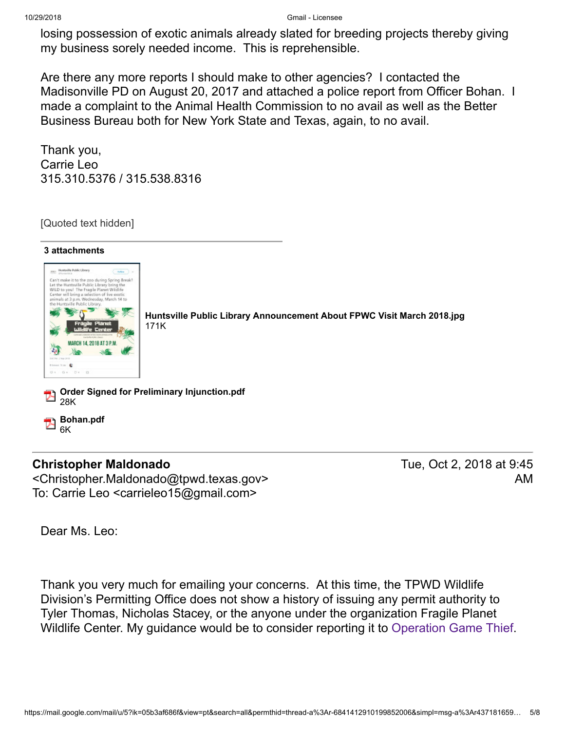losing possession of exotic animals already slated for breeding projects thereby giving my business sorely needed income.  This is reprehensible.

Are there any more reports I should make to other agencies?  I contacted the Madisonville PD on August 20, 2017 and attached a police report from Officer Bohan.  I made a complaint to the Animal Health Commission to no avail as well as the Better Business Bureau both for New York State and Texas, again, to no avail.

Thank you,
Carrie Leo
315.310.5376 / 315.538.8316

[Quoted text hidden]

**3 attachments**

**Huntsville Public Library Announcement About FPWC Visit March 2018.jpg**
171K

**Order Signed for Preliminary Injunction.pdf**
28K

**Bohan.pdf**
6K

---

**Christopher Maldonado** <Christopher.Maldonado@tpwd.texas.gov>
To: Carrie Leo <carrieleo15@gmail.com>

Tue, Oct 2, 2018 at 9:45 AM

Dear Ms. Leo:

Thank you very much for emailing your concerns.  At this time, the TPWD Wildlife Division's Permitting Office does not show a history of issuing any permit authority to Tyler Thomas, Nicholas Stacey, or the anyone under the organization Fragile Planet Wildlife Center. My guidance would be to consider reporting it to Operation Game Thief.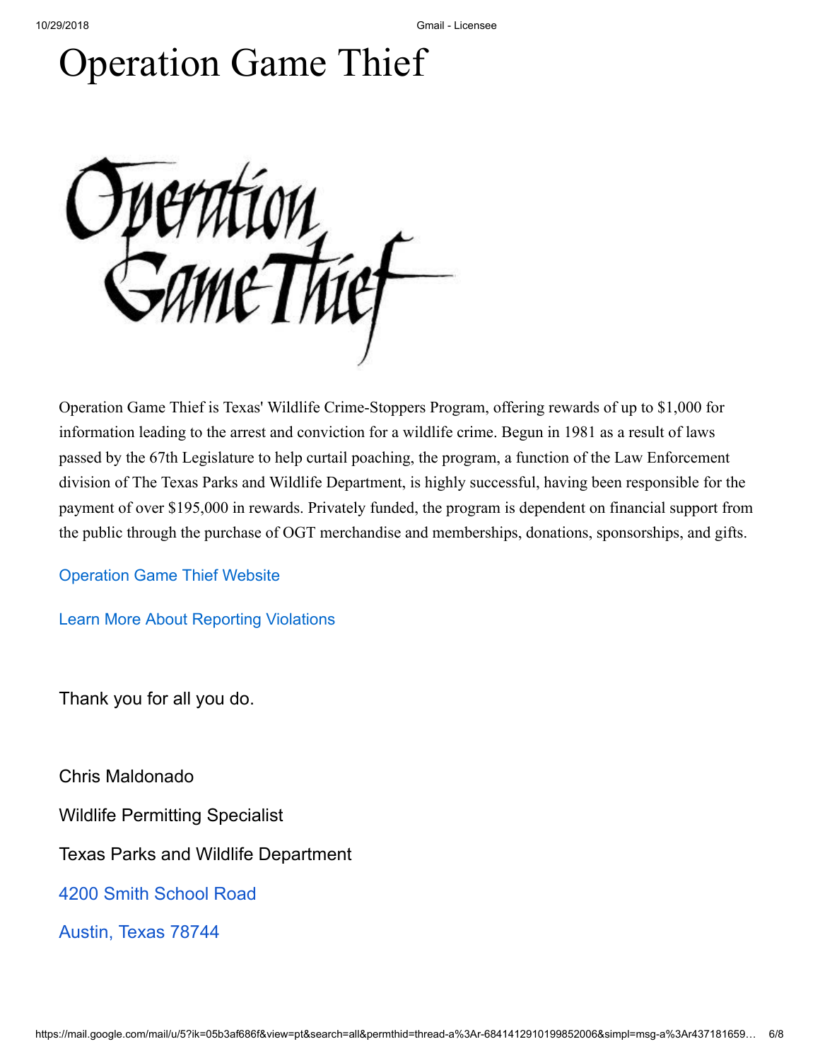# Operation Game Thief

Operation Game Thief

Operation Game Thief is Texas' Wildlife Crime-Stoppers Program, offering rewards of up to $1,000 for information leading to the arrest and conviction for a wildlife crime. Begun in 1981 as a result of laws passed by the 67th Legislature to help curtail poaching, the program, a function of the Law Enforcement division of The Texas Parks and Wildlife Department, is highly successful, having been responsible for the payment of over $195,000 in rewards. Privately funded, the program is dependent on financial support from the public through the purchase of OGT merchandise and memberships, donations, sponsorships, and gifts.

Operation Game Thief Website

Learn More About Reporting Violations

Thank you for all you do.

Chris Maldonado

Wildlife Permitting Specialist

Texas Parks and Wildlife Department

4200 Smith School Road

Austin, Texas 78744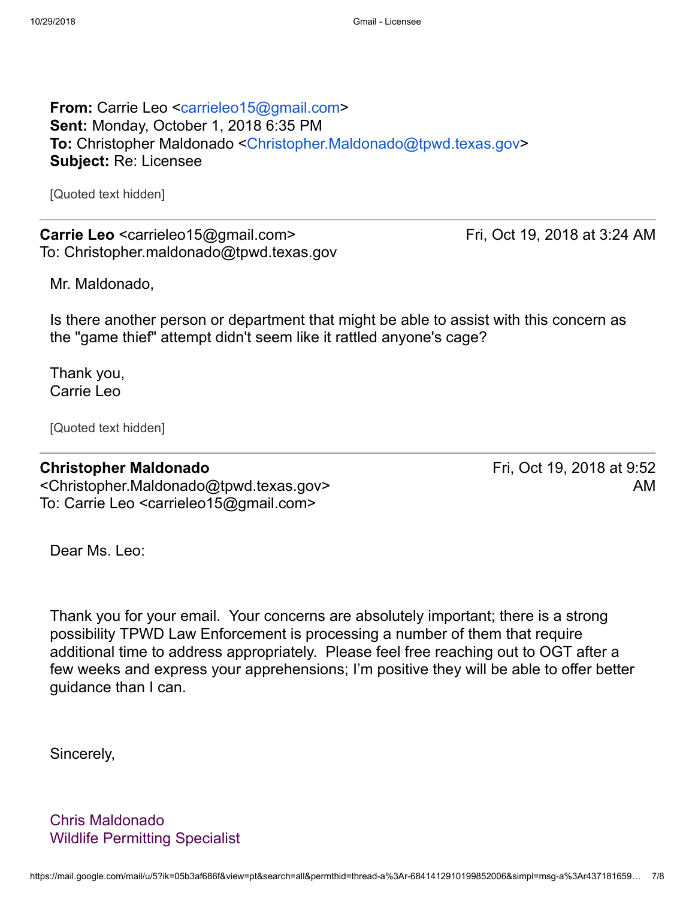**From:** Carrie Leo <carrieleo15@gmail.com>
**Sent:** Monday, October 1, 2018 6:35 PM
**To:** Christopher Maldonado <Christopher.Maldonado@tpwd.texas.gov>
**Subject:** Re: Licensee

[Quoted text hidden]

---

**Carrie Leo** <carrieleo15@gmail.com> Fri, Oct 19, 2018 at 3:24 AM
To: Christopher.maldonado@tpwd.texas.gov

Mr. Maldonado,

Is there another person or department that might be able to assist with this concern as the "game thief" attempt didn't seem like it rattled anyone's cage?

Thank you,
Carrie Leo

[Quoted text hidden]

---

**Christopher Maldonado** <Christopher.Maldonado@tpwd.texas.gov> Fri, Oct 19, 2018 at 9:52 AM
To: Carrie Leo <carrieleo15@gmail.com>

Dear Ms. Leo:

Thank you for your email. Your concerns are absolutely important; there is a strong possibility TPWD Law Enforcement is processing a number of them that require additional time to address appropriately. Please feel free reaching out to OGT after a few weeks and express your apprehensions; I'm positive they will be able to offer better guidance than I can.

Sincerely,

Chris Maldonado
Wildlife Permitting Specialist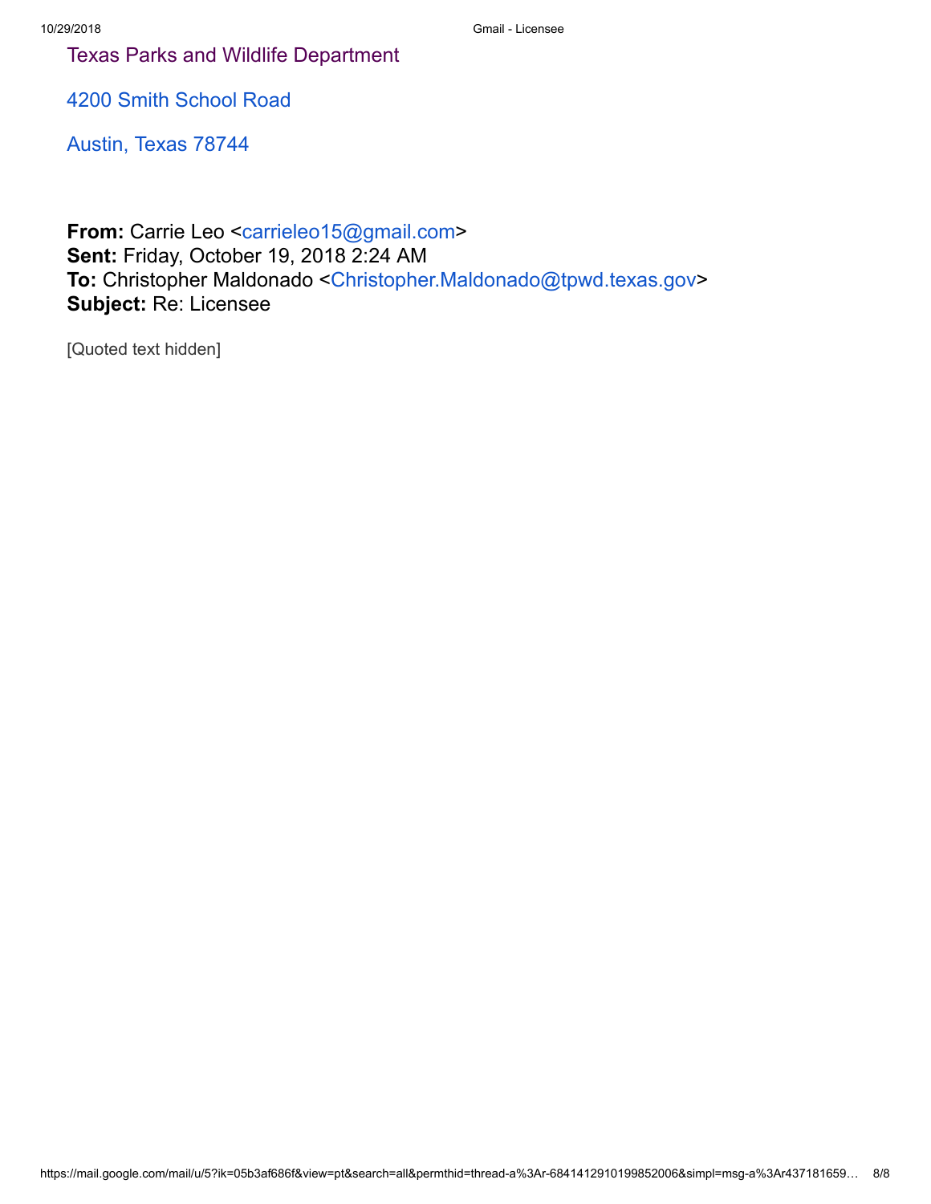Texas Parks and Wildlife Department

4200 Smith School Road

Austin, Texas 78744

**From:** Carrie Leo <carrieleo15@gmail.com>
**Sent:** Friday, October 19, 2018 2:24 AM
**To:** Christopher Maldonado <Christopher.Maldonado@tpwd.texas.gov>
**Subject:** Re: Licensee

[Quoted text hidden]